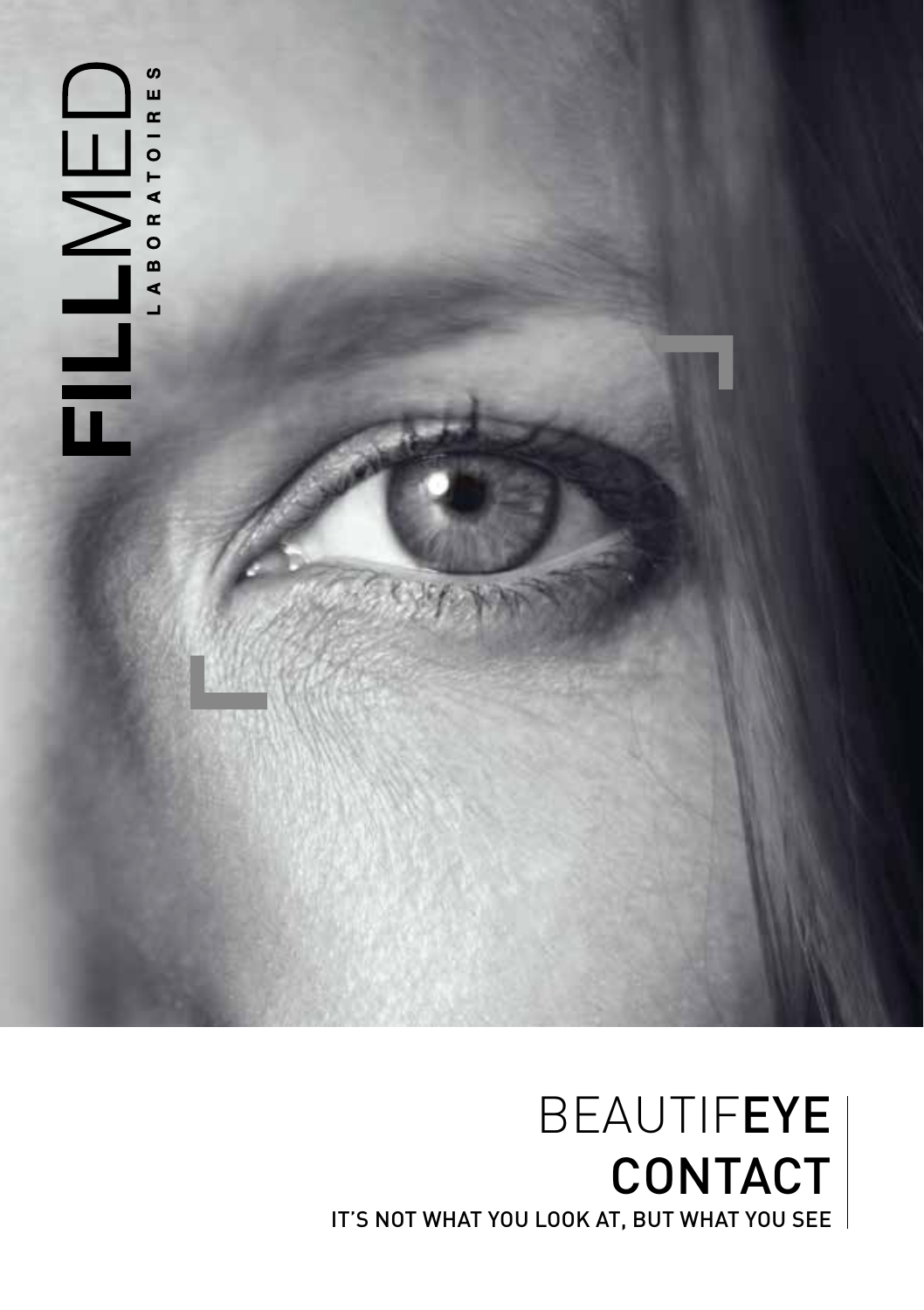FILLMED LABORATOIRES

# BEAUTIF**EYE** CONTACT

IT'S NOT WHAT YOU LOOK AT, BUT WHAT YOU SEE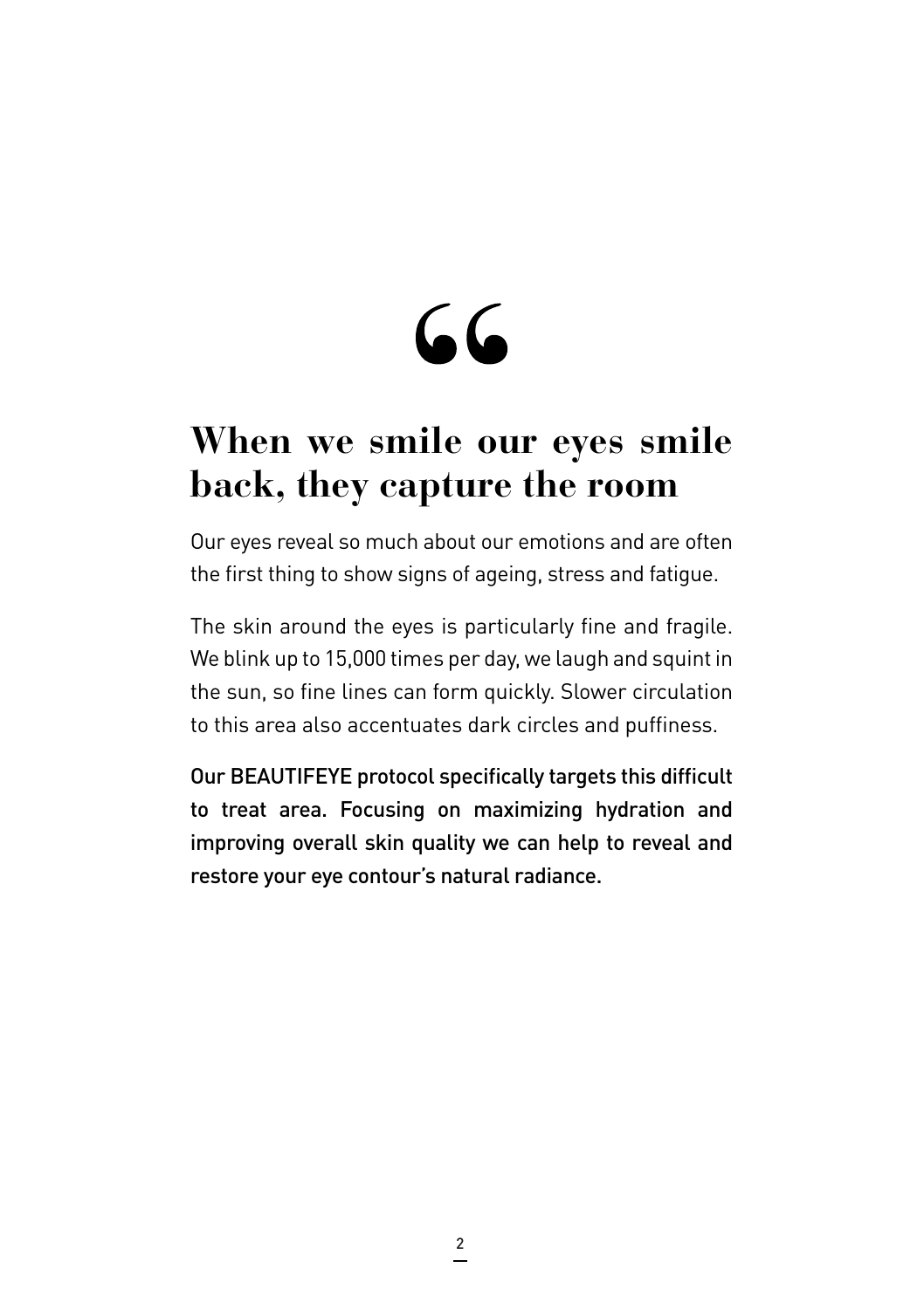“

# When we smile our eyes smile back, they capture the room

Our eyes reveal so much about our emotions and are often the first thing to show signs of ageing, stress and fatigue.

The skin around the eyes is particularly fine and fragile. We blink up to 15,000 times per day, we laugh and squint in the sun, so fine lines can form quickly. Slower circulation to this area also accentuates dark circles and puffiness.

Our BEAUTIFEYE protocol specifically targets this difficult to treat area. Focusing on maximizing hydration and improving overall skin quality we can help to reveal and restore your eye contour’s natural radiance.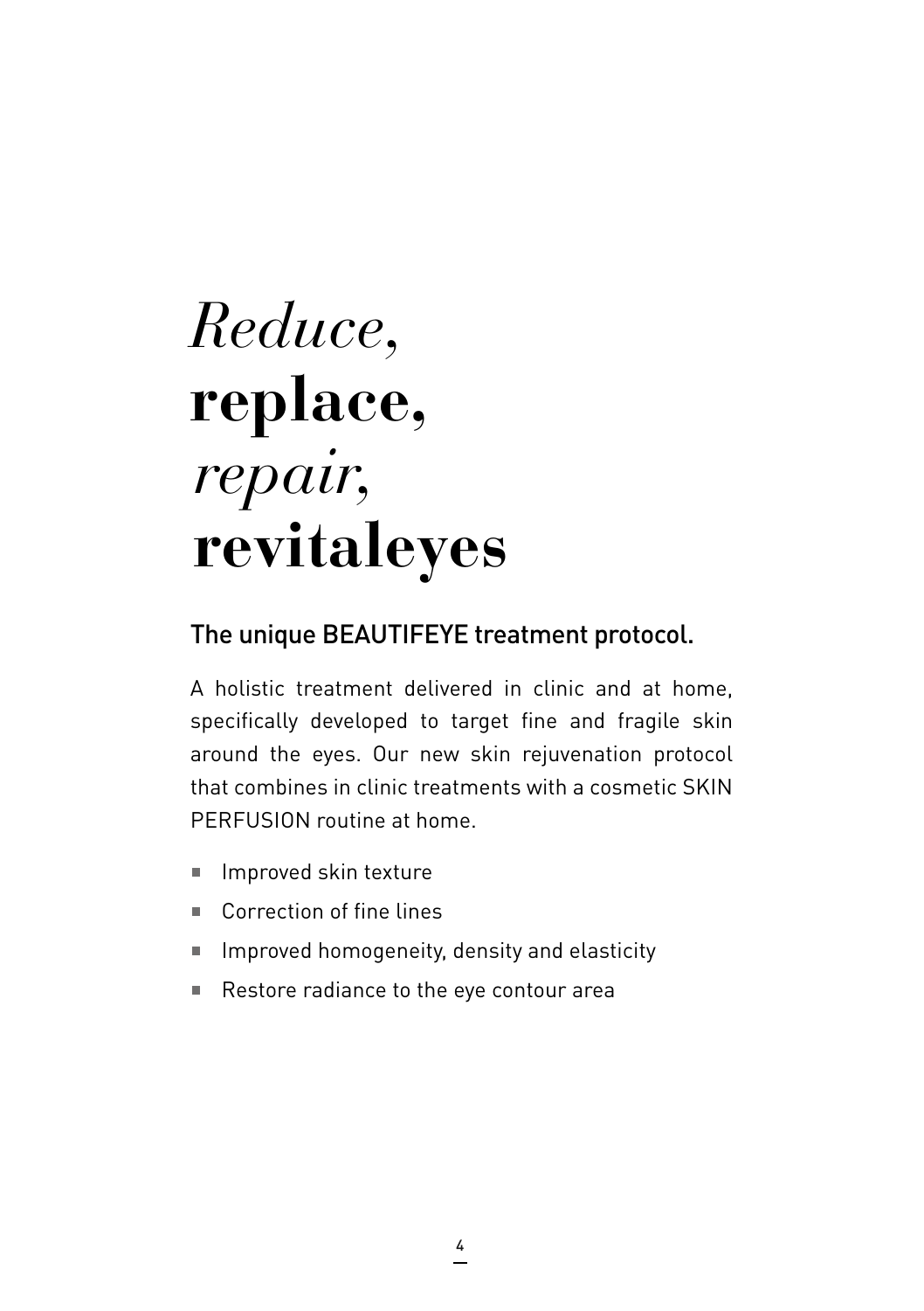# *Reduce,* **replace,** *repair,* **revitaleyes**

## The unique BEAUTIFEYE treatment protocol.

A holistic treatment delivered in clinic and at home, specifically developed to target fine and fragile skin around the eyes. Our new skin rejuvenation protocol that combines in clinic treatments with a cosmetic SKIN PERFUSION routine at home.

- Improved skin texture
- Correction of fine lines
- Improved homogeneity, density and elasticity
- Restore radiance to the eye contour area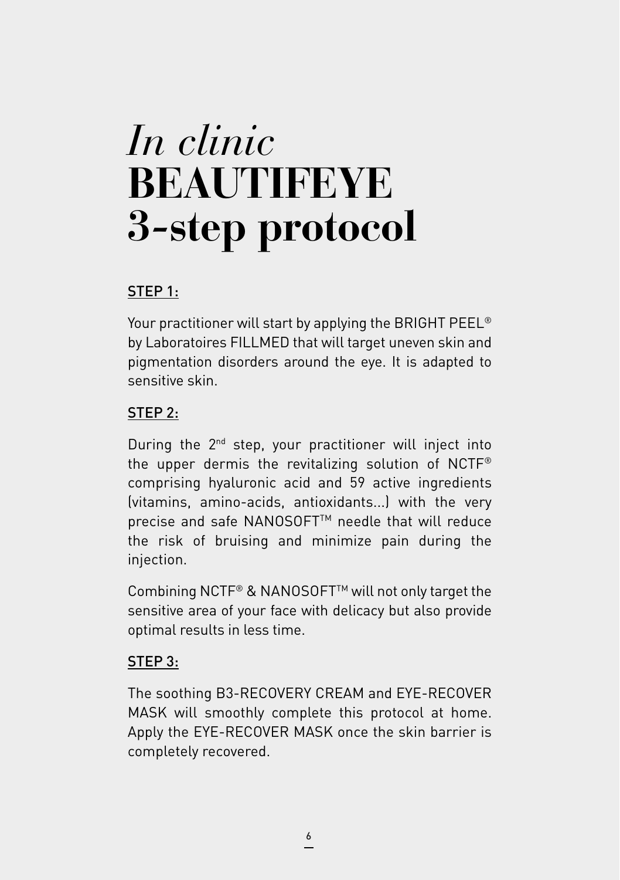# *In clinic* **BEAUTIFEYE 3-step protocol**

STEP 1:

Your practitioner will start by applying the BRIGHT PEEL® by Laboratoires FILLMED that will target uneven skin and pigmentation disorders around the eye. It is adapted to sensitive skin.

STEP 2:

During the 2nd step, your practitioner will inject into the upper dermis the revitalizing solution of NCTF® comprising hyaluronic acid and 59 active ingredients (vitamins, amino-acids, antioxidants...) with the very precise and safe NANOSOFT™ needle that will reduce the risk of bruising and minimize pain during the injection.

Combining NCTF® & NANOSOFT™ will not only target the sensitive area of your face with delicacy but also provide optimal results in less time.

STEP 3:

The soothing B3-RECOVERY CREAM and EYE-RECOVER MASK will smoothly complete this protocol at home. Apply the EYE-RECOVER MASK once the skin barrier is completely recovered.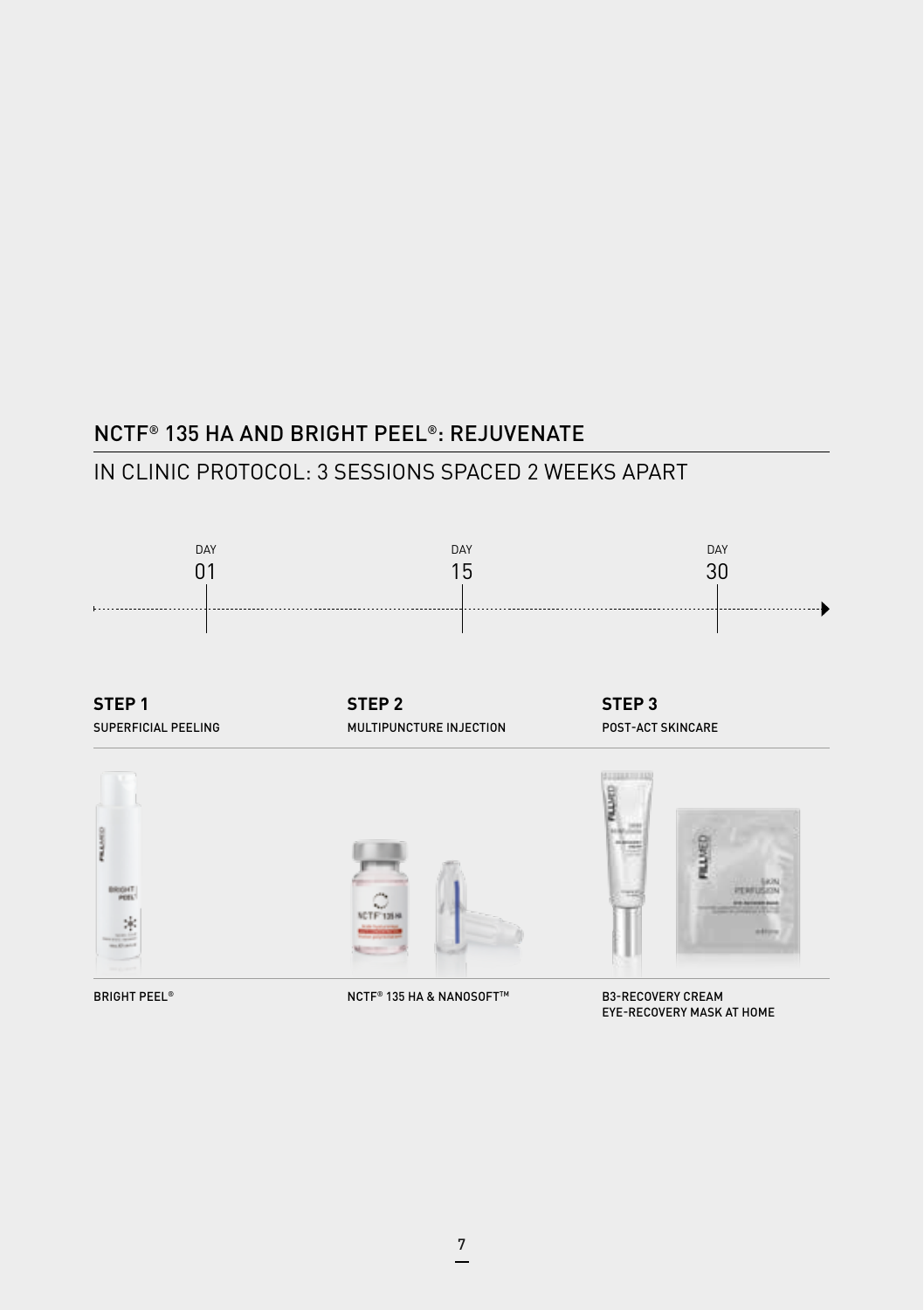## NCTF® 135 HA AND BRIGHT PEEL®: REJUVENATE

### IN CLINIC PROTOCOL: 3 SESSIONS SPACED 2 WEEKS APART

DAY 01 — DAY 15 — DAY 30

| **STEP 1** | **STEP 2** | **STEP 3** |
| --- | --- | --- |
| SUPERFICIAL PEELING | MULTIPUNCTURE INJECTION | POST-ACT SKINCARE |
| BRIGHT PEEL® | NCTF® 135 HA & NANOSOFT™ | B3-RECOVERY CREAM<br>EYE-RECOVERY MASK AT HOME |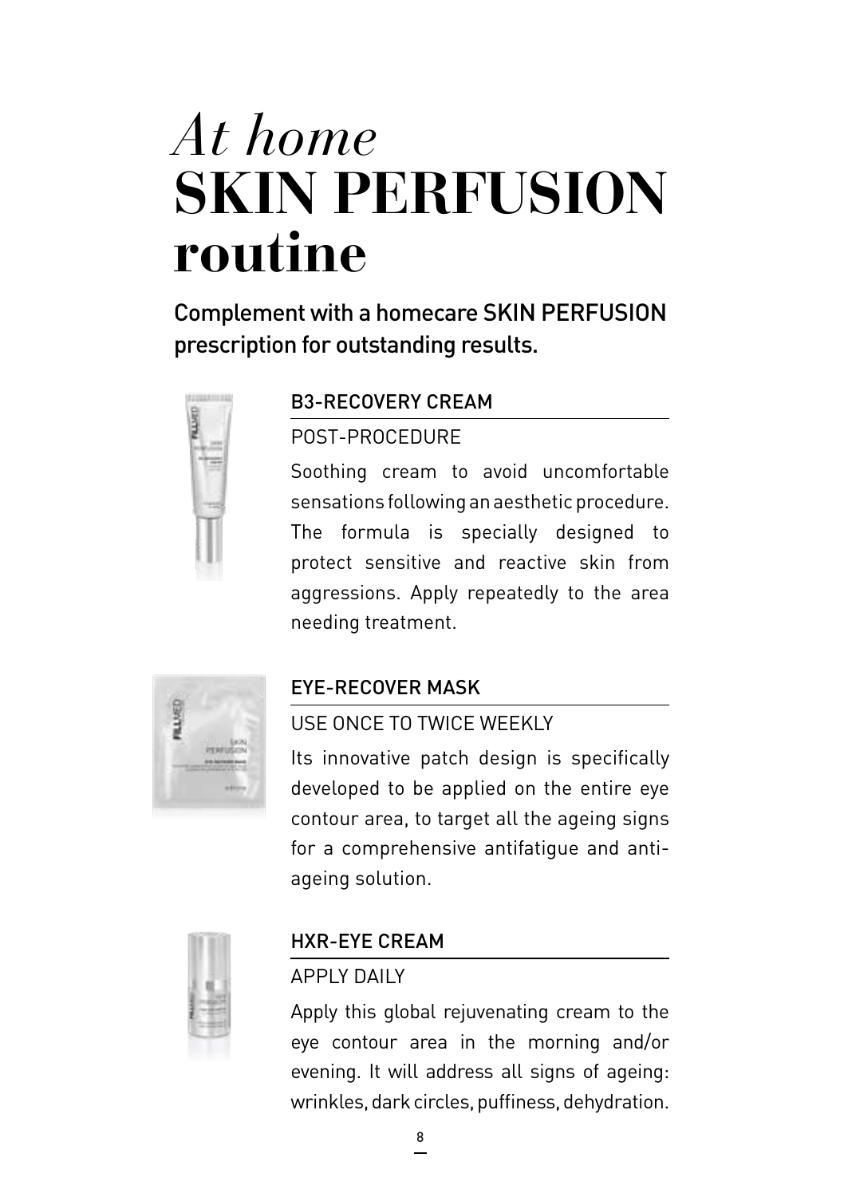# *At home* **SKIN PERFUSION routine**

**Complement with a homecare SKIN PERFUSION prescription for outstanding results.**

### B3-RECOVERY CREAM

POST-PROCEDURE

Soothing cream to avoid uncomfortable sensations following an aesthetic procedure. The formula is specially designed to protect sensitive and reactive skin from aggressions. Apply repeatedly to the area needing treatment.

### EYE-RECOVER MASK

USE ONCE TO TWICE WEEKLY

Its innovative patch design is specifically developed to be applied on the entire eye contour area, to target all the ageing signs for a comprehensive antifatigue and anti-ageing solution.

### HXR-EYE CREAM

APPLY DAILY

Apply this global rejuvenating cream to the eye contour area in the morning and/or evening. It will address all signs of ageing: wrinkles, dark circles, puffiness, dehydration.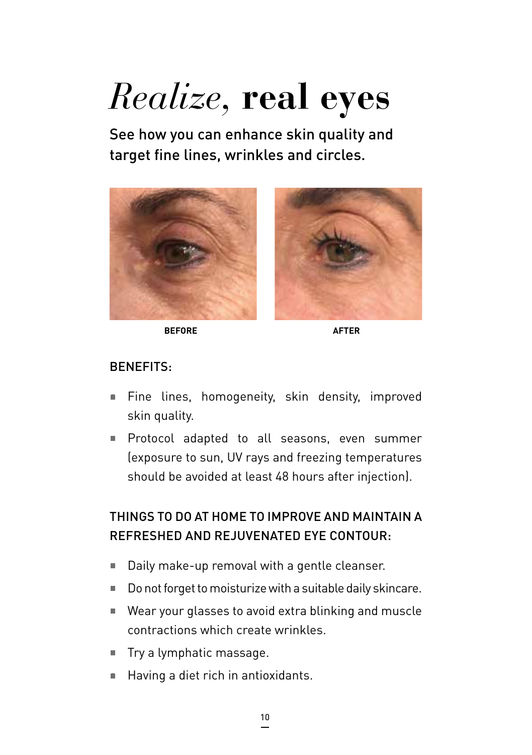# *Realize*, **real eyes**

See how you can enhance skin quality and target fine lines, wrinkles and circles.

**BEFORE** **AFTER**

BENEFITS:

- Fine lines, homogeneity, skin density, improved skin quality.
- Protocol adapted to all seasons, even summer (exposure to sun, UV rays and freezing temperatures should be avoided at least 48 hours after injection).

THINGS TO DO AT HOME TO IMPROVE AND MAINTAIN A REFRESHED AND REJUVENATED EYE CONTOUR:

- Daily make-up removal with a gentle cleanser.
- Do not forget to moisturize with a suitable daily skincare.
- Wear your glasses to avoid extra blinking and muscle contractions which create wrinkles.
- Try a lymphatic massage.
- Having a diet rich in antioxidants.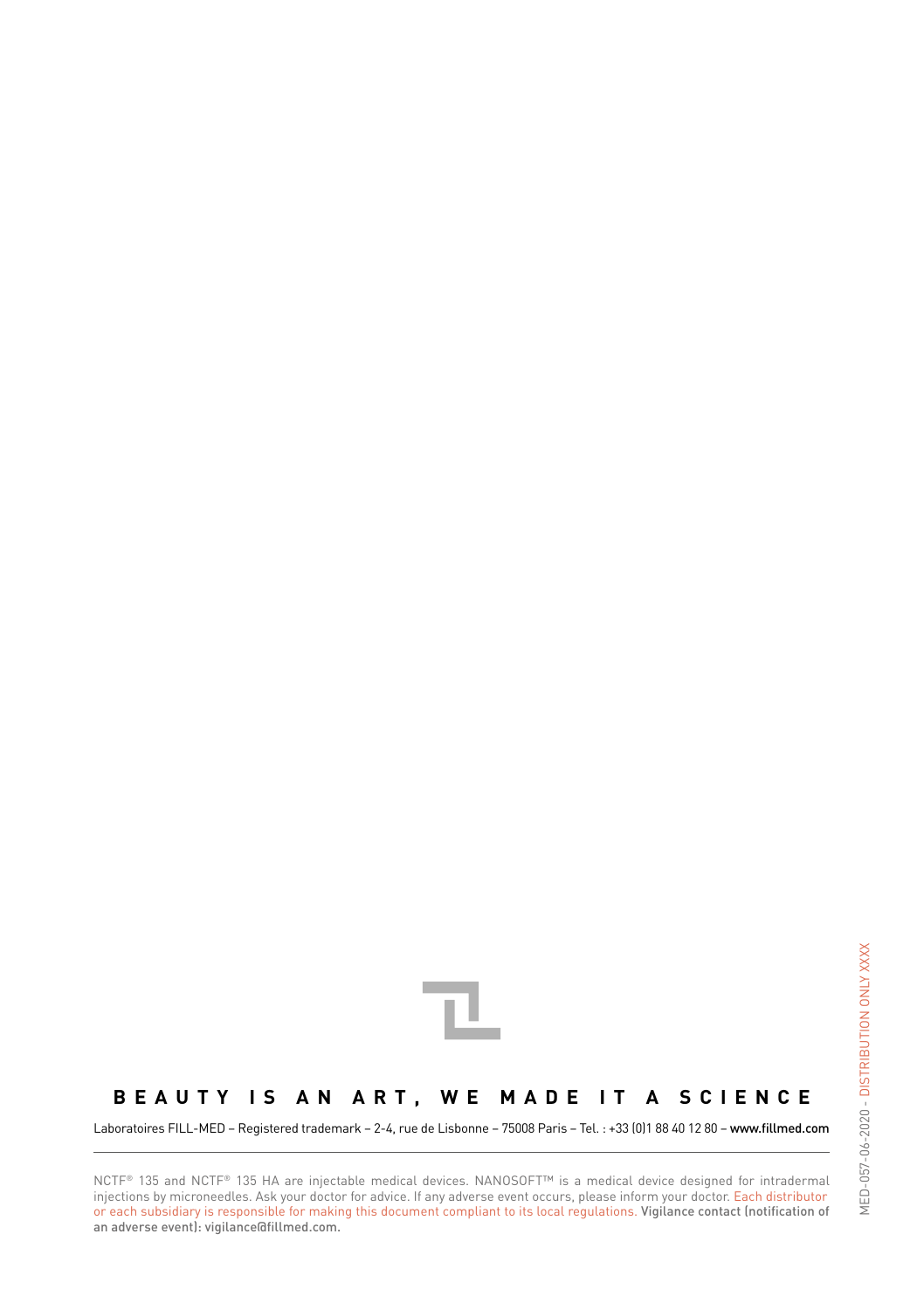**BEAUTY IS AN ART, WE MADE IT A SCIENCE**

Laboratoires FILL-MED – Registered trademark – 2-4, rue de Lisbonne – 75008 Paris – Tel. : +33 (0)1 88 40 12 80 – www.fillmed.com

---

NCTF® 135 and NCTF® 135 HA are injectable medical devices. NANOSOFT™ is a medical device designed for intradermal injections by microneedles. Ask your doctor for advice. If any adverse event occurs, please inform your doctor. Each distributor or each subsidiary is responsible for making this document compliant to its local regulations. Vigilance contact (notification of an adverse event): vigilance@fillmed.com.

MED-057-06-2020 - DISTRIBUTION ONLY XXXX